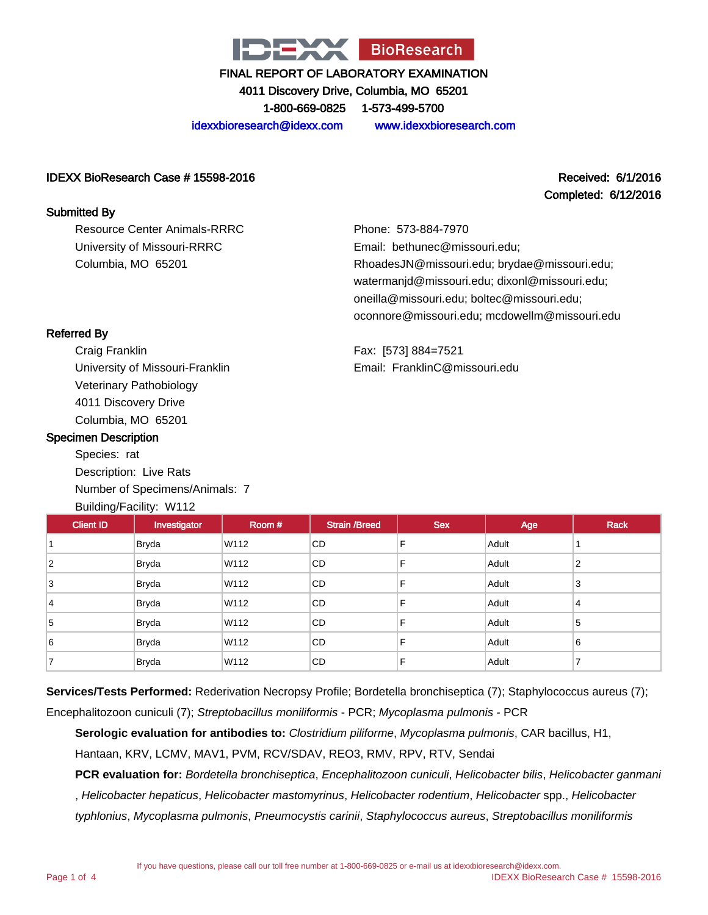# IDEXX BioResearch

FINAL REPORT OF LABORATORY EXAMINATION

4011 Discovery Drive, Columbia, MO 65201

1-800-669-0825    1-573-499-5700

idexxbioresearch@idexx.com    www.idexxbioresearch.com

**IDEXX BioResearch Case # 15598-2016**

**Received: 6/1/2016**
**Completed: 6/12/2016**

## Submitted By

Resource Center Animals-RRRC
University of Missouri-RRRC
Columbia, MO 65201

Phone: 573-884-7970
Email: bethunec@missouri.edu; RhoadesJN@missouri.edu; brydae@missouri.edu; watermanjd@missouri.edu; dixonl@missouri.edu; oneilla@missouri.edu; boltec@missouri.edu; oconnore@missouri.edu; mcdowellm@missouri.edu

## Referred By

Craig Franklin
University of Missouri-Franklin
Veterinary Pathobiology
4011 Discovery Drive
Columbia, MO 65201

Fax: [573] 884=7521
Email: FranklinC@missouri.edu

## Specimen Description

Species: rat
Description: Live Rats
Number of Specimens/Animals: 7
Building/Facility: W112

| Client ID | Investigator | Room # | Strain /Breed | Sex | Age | Rack |
|---|---|---|---|---|---|---|
| 1 | Bryda | W112 | CD | F | Adult | 1 |
| 2 | Bryda | W112 | CD | F | Adult | 2 |
| 3 | Bryda | W112 | CD | F | Adult | 3 |
| 4 | Bryda | W112 | CD | F | Adult | 4 |
| 5 | Bryda | W112 | CD | F | Adult | 5 |
| 6 | Bryda | W112 | CD | F | Adult | 6 |
| 7 | Bryda | W112 | CD | F | Adult | 7 |

**Services/Tests Performed:** Rederivation Necropsy Profile; Bordetella bronchiseptica (7); Staphylococcus aureus (7); Encephalitozoon cuniculi (7); *Streptobacillus moniliformis* - PCR; *Mycoplasma pulmonis* - PCR

**Serologic evaluation for antibodies to:** *Clostridium piliforme*, *Mycoplasma pulmonis*, CAR bacillus, H1, Hantaan, KRV, LCMV, MAV1, PVM, RCV/SDAV, REO3, RMV, RPV, RTV, Sendai

**PCR evaluation for:** *Bordetella bronchiseptica*, *Encephalitozoon cuniculi*, *Helicobacter bilis*, *Helicobacter ganmani*, *Helicobacter hepaticus*, *Helicobacter mastomyrinus*, *Helicobacter rodentium*, *Helicobacter* spp., *Helicobacter typhlonius*, *Mycoplasma pulmonis*, *Pneumocystis carinii*, *Staphylococcus aureus*, *Streptobacillus moniliformis*

If you have questions, please call our toll free number at 1-800-669-0825 or e-mail us at idexxbioresearch@idexx.com.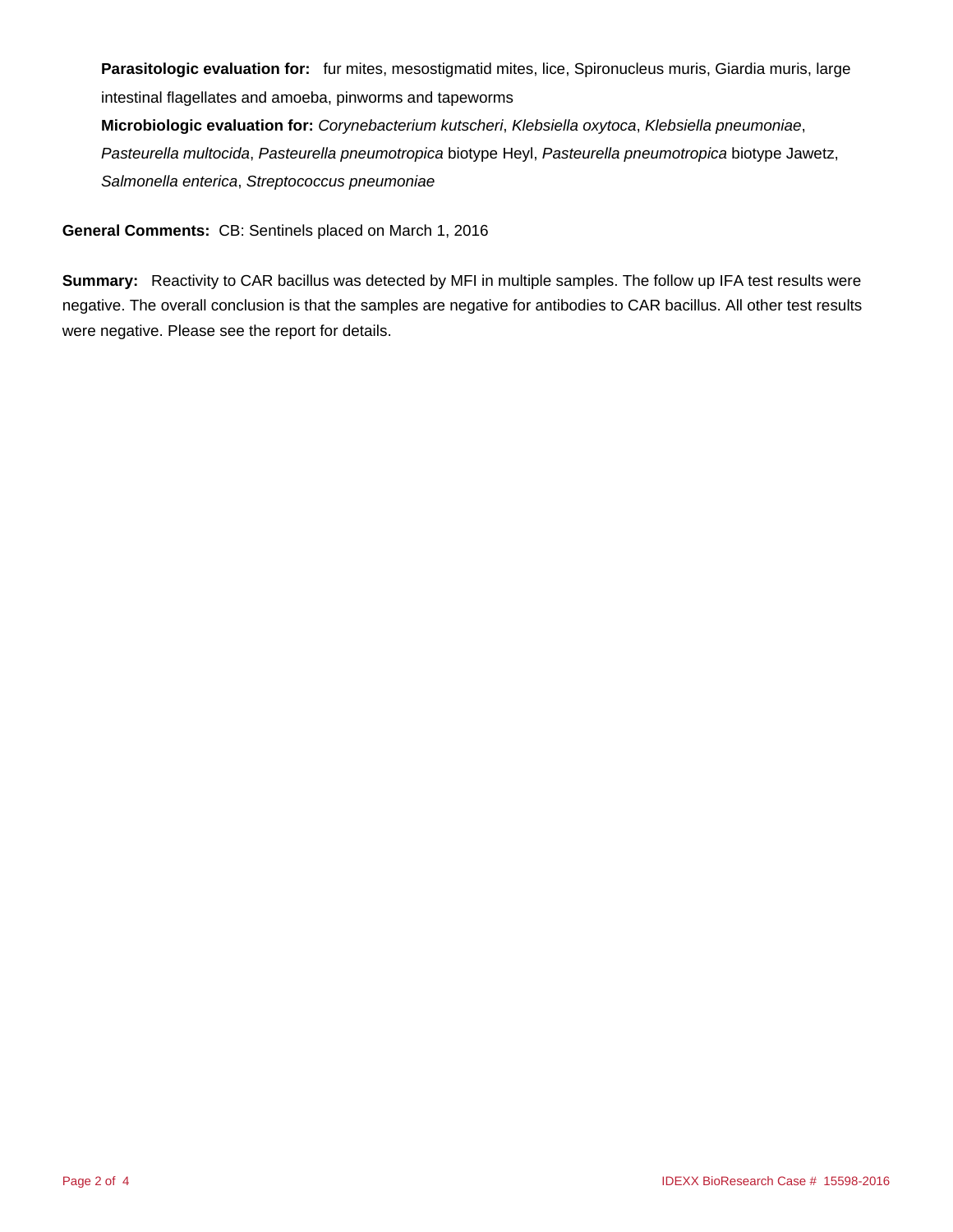**Parasitologic evaluation for:** fur mites, mesostigmatid mites, lice, Spironucleus muris, Giardia muris, large intestinal flagellates and amoeba, pinworms and tapeworms

**Microbiologic evaluation for:** *Corynebacterium kutscheri*, *Klebsiella oxytoca*, *Klebsiella pneumoniae*, *Pasteurella multocida*, *Pasteurella pneumotropica* biotype Heyl, *Pasteurella pneumotropica* biotype Jawetz, *Salmonella enterica*, *Streptococcus pneumoniae*

**General Comments:** CB: Sentinels placed on March 1, 2016

**Summary:** Reactivity to CAR bacillus was detected by MFI in multiple samples. The follow up IFA test results were negative. The overall conclusion is that the samples are negative for antibodies to CAR bacillus. All other test results were negative. Please see the report for details.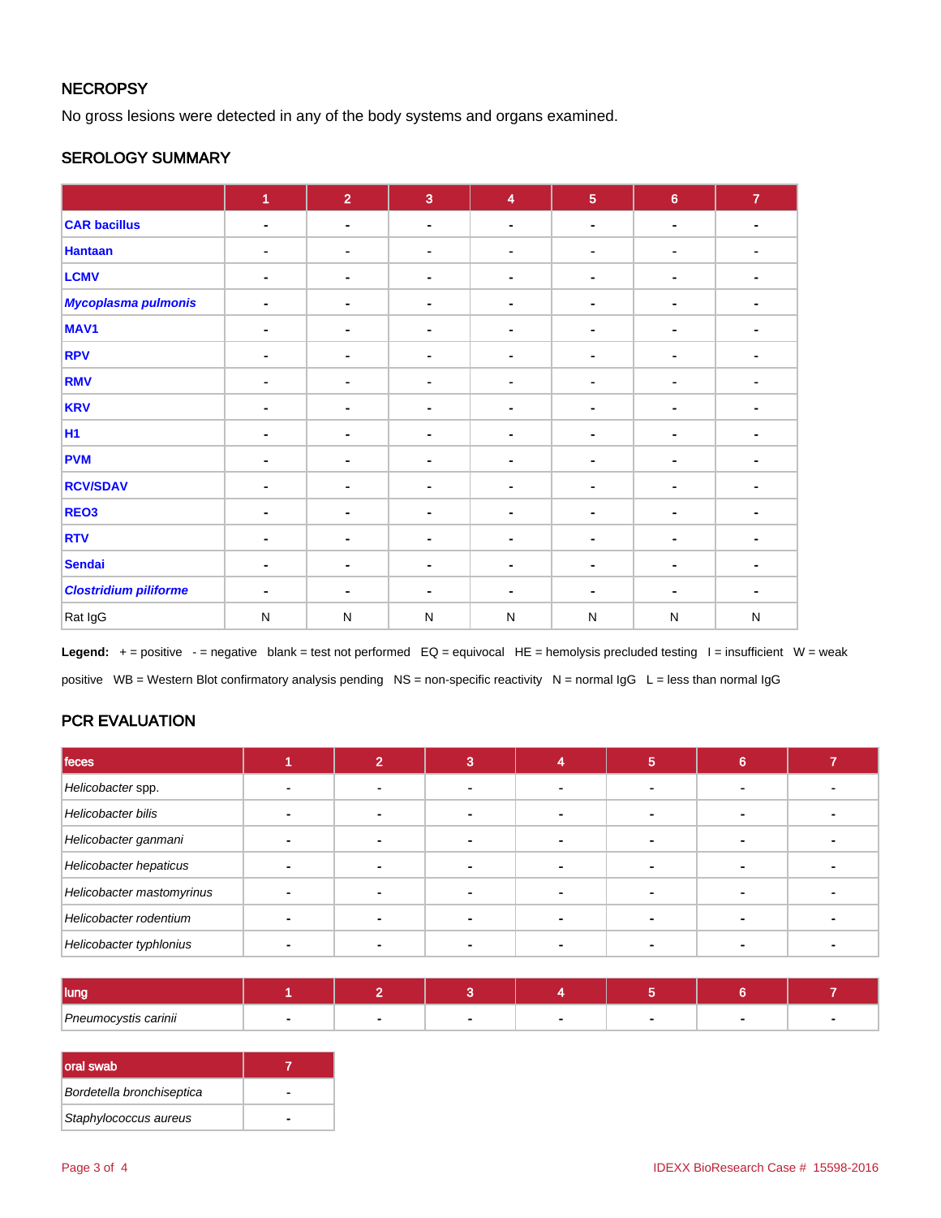## NECROPSY

No gross lesions were detected in any of the body systems and organs examined.

## SEROLOGY SUMMARY

| | 1 | 2 | 3 | 4 | 5 | 6 | 7 |
|---|---|---|---|---|---|---|---|
| **CAR bacillus** | - | - | - | - | - | - | - |
| **Hantaan** | - | - | - | - | - | - | - |
| **LCMV** | - | - | - | - | - | - | - |
| ***Mycoplasma pulmonis*** | - | - | - | - | - | - | - |
| **MAV1** | - | - | - | - | - | - | - |
| **RPV** | - | - | - | - | - | - | - |
| **RMV** | - | - | - | - | - | - | - |
| **KRV** | - | - | - | - | - | - | - |
| **H1** | - | - | - | - | - | - | - |
| **PVM** | - | - | - | - | - | - | - |
| **RCV/SDAV** | - | - | - | - | - | - | - |
| **REO3** | - | - | - | - | - | - | - |
| **RTV** | - | - | - | - | - | - | - |
| **Sendai** | - | - | - | - | - | - | - |
| ***Clostridium piliforme*** | - | - | - | - | - | - | - |
| Rat IgG | N | N | N | N | N | N | N |

**Legend:** + = positive - = negative blank = test not performed EQ = equivocal HE = hemolysis precluded testing I = insufficient W = weak positive WB = Western Blot confirmatory analysis pending NS = non-specific reactivity N = normal IgG L = less than normal IgG

## PCR EVALUATION

| feces | 1 | 2 | 3 | 4 | 5 | 6 | 7 |
|---|---|---|---|---|---|---|---|
| *Helicobacter* spp. | - | - | - | - | - | - | - |
| *Helicobacter bilis* | - | - | - | - | - | - | - |
| *Helicobacter ganmani* | - | - | - | - | - | - | - |
| *Helicobacter hepaticus* | - | - | - | - | - | - | - |
| *Helicobacter mastomyrinus* | - | - | - | - | - | - | - |
| *Helicobacter rodentium* | - | - | - | - | - | - | - |
| *Helicobacter typhlonius* | - | - | - | - | - | - | - |

| lung | 1 | 2 | 3 | 4 | 5 | 6 | 7 |
|---|---|---|---|---|---|---|---|
| *Pneumocystis carinii* | - | - | - | - | - | - | - |

| oral swab | 7 |
|---|---|
| *Bordetella bronchiseptica* | - |
| *Staphylococcus aureus* | - |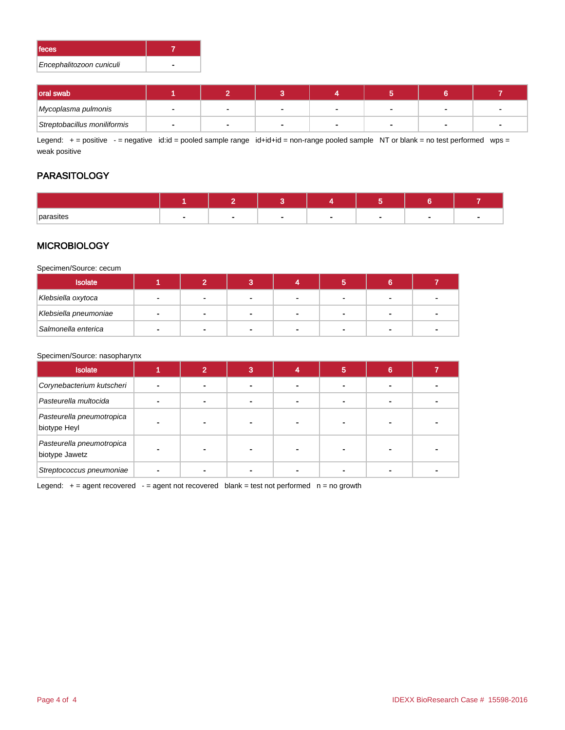| feces | 7 |
|---|---|
| *Encephalitozoon cuniculi* | - |

| oral swab | 1 | 2 | 3 | 4 | 5 | 6 | 7 |
|---|---|---|---|---|---|---|---|
| *Mycoplasma pulmonis* | - | - | - | - | - | - | - |
| *Streptobacillus moniliformis* | - | - | - | - | - | - | - |

Legend: + = positive - = negative id:id = pooled sample range id+id+id = non-range pooled sample NT or blank = no test performed wps = weak positive

## PARASITOLOGY

| | 1 | 2 | 3 | 4 | 5 | 6 | 7 |
|---|---|---|---|---|---|---|---|
| parasites | - | - | - | - | - | - | - |

## MICROBIOLOGY

Specimen/Source: cecum

| Isolate | 1 | 2 | 3 | 4 | 5 | 6 | 7 |
|---|---|---|---|---|---|---|---|
| *Klebsiella oxytoca* | - | - | - | - | - | - | - |
| *Klebsiella pneumoniae* | - | - | - | - | - | - | - |
| *Salmonella enterica* | - | - | - | - | - | - | - |

Specimen/Source: nasopharynx

| Isolate | 1 | 2 | 3 | 4 | 5 | 6 | 7 |
|---|---|---|---|---|---|---|---|
| *Corynebacterium kutscheri* | - | - | - | - | - | - | - |
| *Pasteurella multocida* | - | - | - | - | - | - | - |
| *Pasteurella pneumotropica* biotype Heyl | - | - | - | - | - | - | - |
| *Pasteurella pneumotropica* biotype Jawetz | - | - | - | - | - | - | - |
| *Streptococcus pneumoniae* | - | - | - | - | - | - | - |

Legend: + = agent recovered - = agent not recovered blank = test not performed n = no growth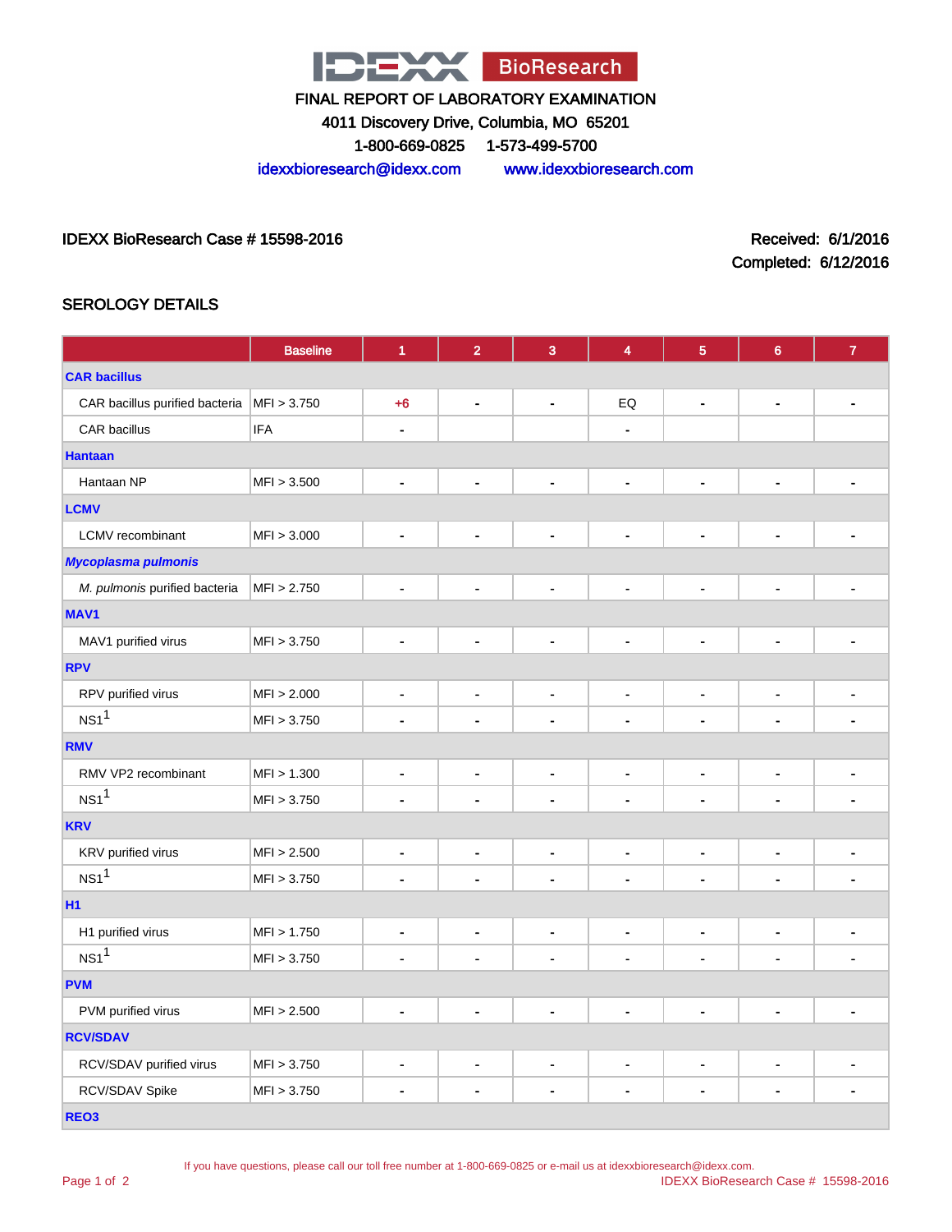FINAL REPORT OF LABORATORY EXAMINATION

4011 Discovery Drive, Columbia, MO 65201

1-800-669-0825 1-573-499-5700

idexxbioresearch@idexx.com www.idexxbioresearch.com

IDEXX BioResearch Case # 15598-2016

Received: 6/1/2016
Completed: 6/12/2016

## SEROLOGY DETAILS

| | Baseline | 1 | 2 | 3 | 4 | 5 | 6 | 7 |
|---|---|---|---|---|---|---|---|---|
| **CAR bacillus** | | | | | | | | |
| CAR bacillus purified bacteria | MFI > 3.750 | +6 | - | - | EQ | - | - | - |
| CAR bacillus | IFA | - | | | - | | | |
| **Hantaan** | | | | | | | | |
| Hantaan NP | MFI > 3.500 | - | - | - | - | - | - | - |
| **LCMV** | | | | | | | | |
| LCMV recombinant | MFI > 3.000 | - | - | - | - | - | - | - |
| ***Mycoplasma pulmonis*** | | | | | | | | |
| *M. pulmonis* purified bacteria | MFI > 2.750 | - | - | - | - | - | - | - |
| **MAV1** | | | | | | | | |
| MAV1 purified virus | MFI > 3.750 | - | - | - | - | - | - | - |
| **RPV** | | | | | | | | |
| RPV purified virus | MFI > 2.000 | - | - | - | - | - | - | - |
| NS1[1] | MFI > 3.750 | - | - | - | - | - | - | - |
| **RMV** | | | | | | | | |
| RMV VP2 recombinant | MFI > 1.300 | - | - | - | - | - | - | - |
| NS1[1] | MFI > 3.750 | - | - | - | - | - | - | - |
| **KRV** | | | | | | | | |
| KRV purified virus | MFI > 2.500 | - | - | - | - | - | - | - |
| NS1[1] | MFI > 3.750 | - | - | - | - | - | - | - |
| **H1** | | | | | | | | |
| H1 purified virus | MFI > 1.750 | - | - | - | - | - | - | - |
| NS1[1] | MFI > 3.750 | - | - | - | - | - | - | - |
| **PVM** | | | | | | | | |
| PVM purified virus | MFI > 2.500 | - | - | - | - | - | - | - |
| **RCV/SDAV** | | | | | | | | |
| RCV/SDAV purified virus | MFI > 3.750 | - | - | - | - | - | - | - |
| RCV/SDAV Spike | MFI > 3.750 | - | - | - | - | - | - | - |
| **REO3** | | | | | | | | |

If you have questions, please call our toll free number at 1-800-669-0825 or e-mail us at idexxbioresearch@idexx.com.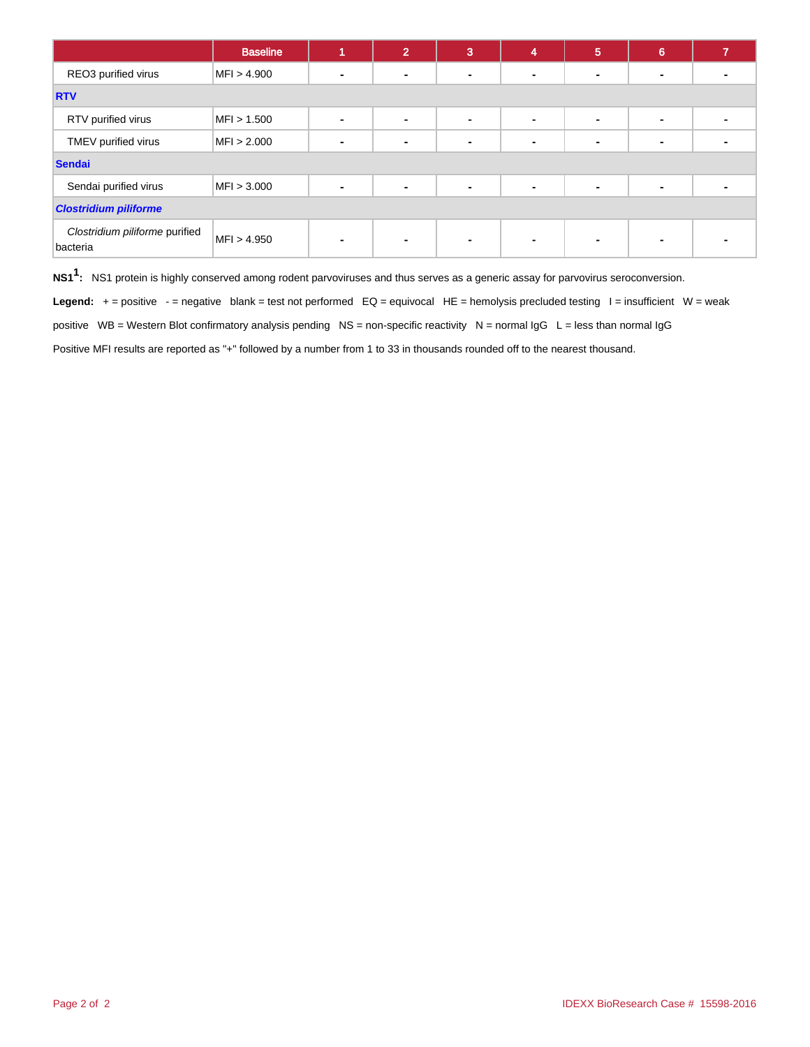| | Baseline | 1 | 2 | 3 | 4 | 5 | 6 | 7 |
|---|---|---|---|---|---|---|---|---|
| REO3 purified virus | MFI > 4.900 | - | - | - | - | - | - | - |
| **RTV** | | | | | | | | |
| RTV purified virus | MFI > 1.500 | - | - | - | - | - | - | - |
| TMEV purified virus | MFI > 2.000 | - | - | - | - | - | - | - |
| **Sendai** | | | | | | | | |
| Sendai purified virus | MFI > 3.000 | - | - | - | - | - | - | - |
| ***Clostridium piliforme*** | | | | | | | | |
| *Clostridium piliforme* purified bacteria | MFI > 4.950 | - | - | - | - | - | - | - |

**NS1[1]:** NS1 protein is highly conserved among rodent parvoviruses and thus serves as a generic assay for parvovirus seroconversion.

**Legend:** + = positive - = negative blank = test not performed EQ = equivocal HE = hemolysis precluded testing I = insufficient W = weak positive WB = Western Blot confirmatory analysis pending NS = non-specific reactivity N = normal IgG L = less than normal IgG

Positive MFI results are reported as "+" followed by a number from 1 to 33 in thousands rounded off to the nearest thousand.

IDEXX BioResearch Case # 15598-2016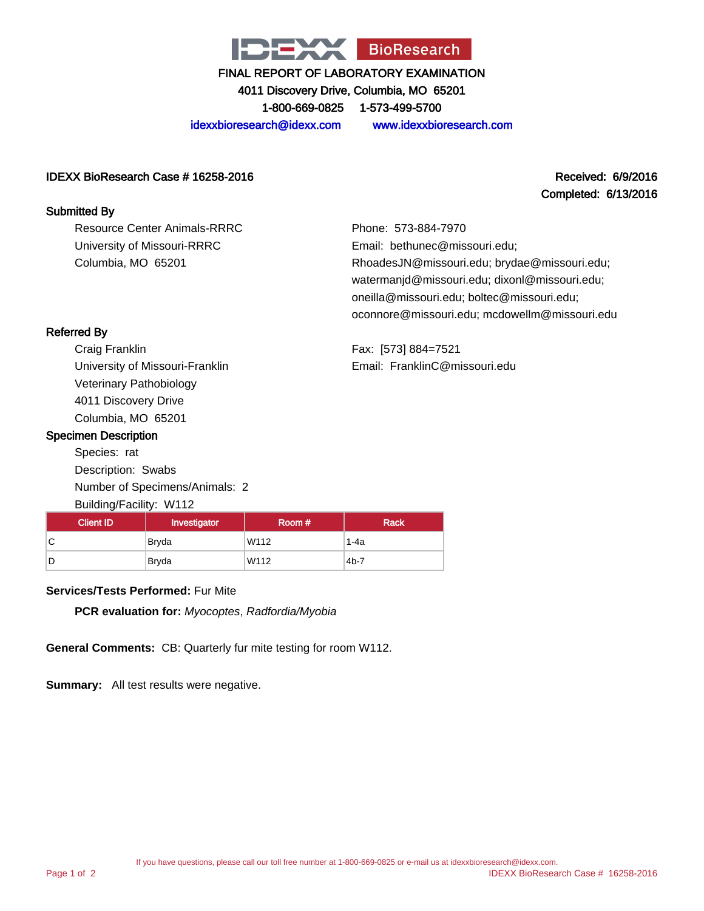# IDEXX BioResearch

**FINAL REPORT OF LABORATORY EXAMINATION**

4011 Discovery Drive, Columbia, MO 65201

1-800-669-0825    1-573-499-5700

idexxbioresearch@idexx.com    www.idexxbioresearch.com

**IDEXX BioResearch Case # 16258-2016**

**Received: 6/9/2016**
**Completed: 6/13/2016**

## Submitted By

Resource Center Animals-RRRC
University of Missouri-RRRC
Columbia, MO 65201

Phone: 573-884-7970
Email: bethunec@missouri.edu; RhoadesJN@missouri.edu; brydae@missouri.edu; watermanjd@missouri.edu; dixonl@missouri.edu; oneilla@missouri.edu; boltec@missouri.edu; oconnore@missouri.edu; mcdowellm@missouri.edu

## Referred By

Craig Franklin
University of Missouri-Franklin
Veterinary Pathobiology
4011 Discovery Drive
Columbia, MO 65201

Fax: [573] 884=7521
Email: FranklinC@missouri.edu

## Specimen Description

Species: rat
Description: Swabs
Number of Specimens/Animals: 2
Building/Facility: W112

| Client ID | Investigator | Room # | Rack |
|---|---|---|---|
| C | Bryda | W112 | 1-4a |
| D | Bryda | W112 | 4b-7 |

**Services/Tests Performed:** Fur Mite

**PCR evaluation for:** *Myocoptes*, *Radfordia/Myobia*

**General Comments:** CB: Quarterly fur mite testing for room W112.

**Summary:** All test results were negative.

If you have questions, please call our toll free number at 1-800-669-0825 or e-mail us at idexxbioresearch@idexx.com.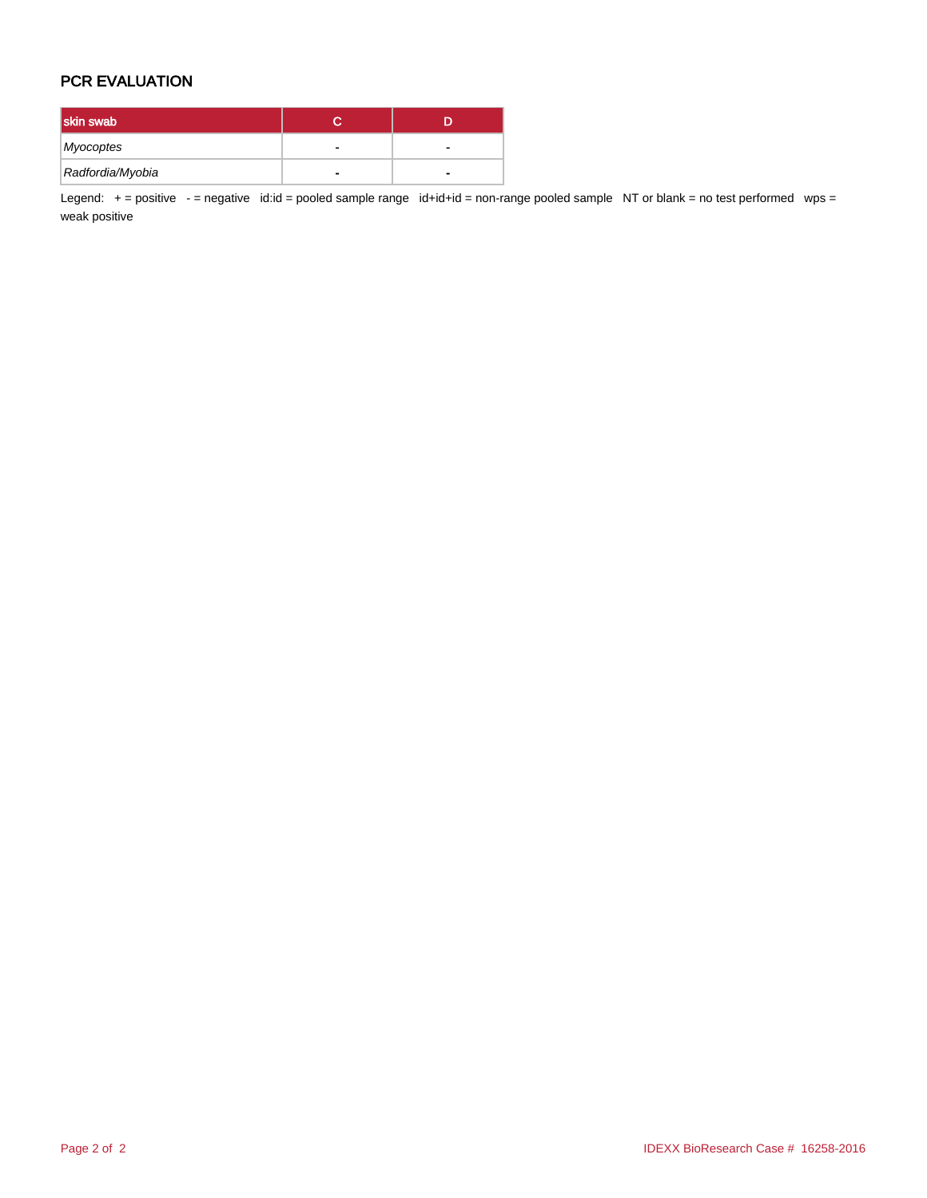## PCR EVALUATION

| skin swab | C | D |
|---|---|---|
| *Myocoptes* | - | - |
| *Radfordia/Myobia* | - | - |

Legend: + = positive - = negative id:id = pooled sample range id+id+id = non-range pooled sample NT or blank = no test performed wps = weak positive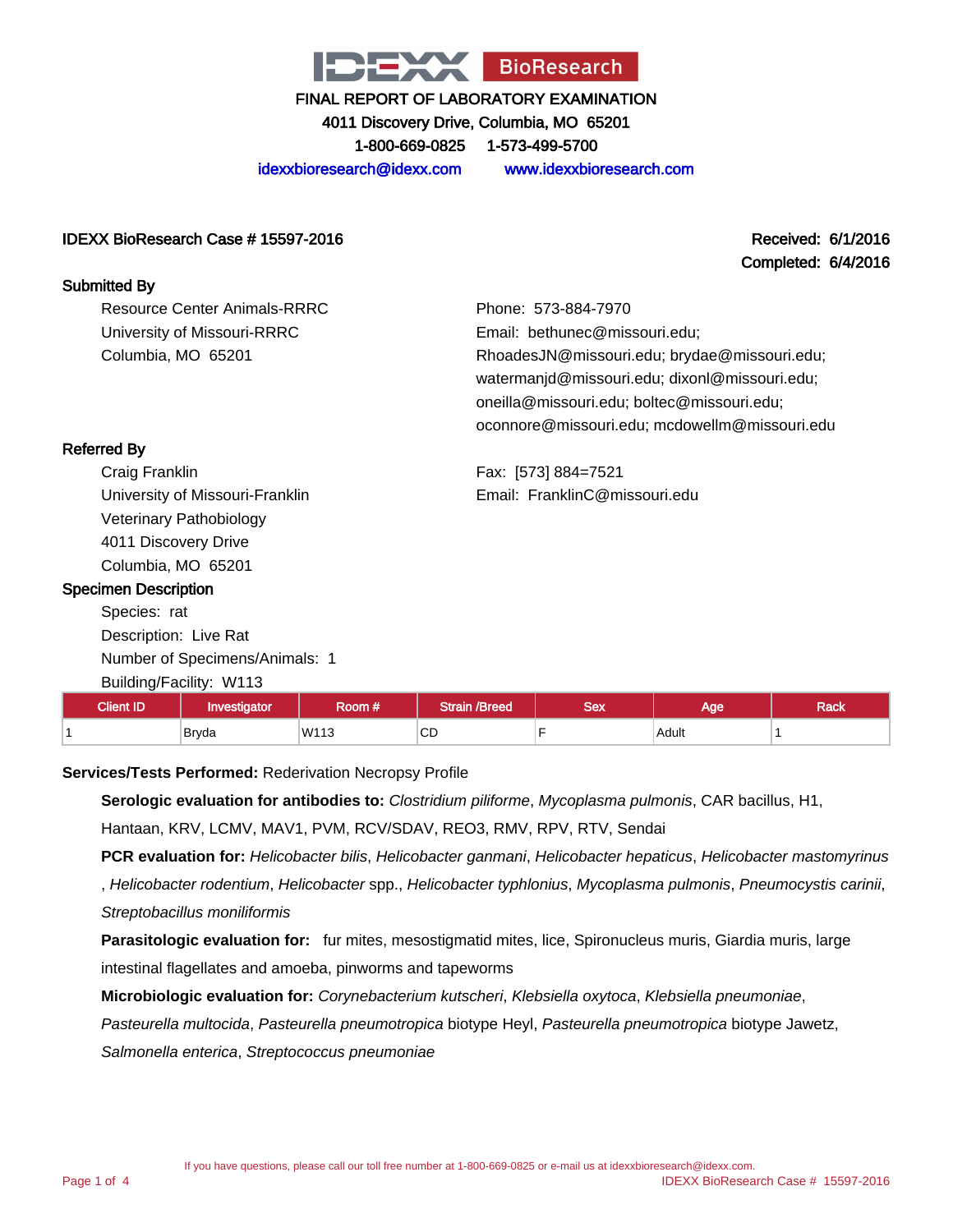IDEXX BioResearch

# FINAL REPORT OF LABORATORY EXAMINATION

4011 Discovery Drive, Columbia, MO 65201

1-800-669-0825 1-573-499-5700

idexxbioresearch@idexx.com www.idexxbioresearch.com

**IDEXX BioResearch Case # 15597-2016**

**Received: 6/1/2016**
**Completed: 6/4/2016**

**Submitted By**

Resource Center Animals-RRRC
University of Missouri-RRRC
Columbia, MO 65201

Phone: 573-884-7970
Email: bethunec@missouri.edu; RhoadesJN@missouri.edu; brydae@missouri.edu; watermanjd@missouri.edu; dixonl@missouri.edu; oneilla@missouri.edu; boltec@missouri.edu; oconnore@missouri.edu; mcdowellm@missouri.edu

**Referred By**

Craig Franklin
University of Missouri-Franklin
Veterinary Pathobiology
4011 Discovery Drive
Columbia, MO 65201

Fax: [573] 884=7521
Email: FranklinC@missouri.edu

**Specimen Description**

Species: rat
Description: Live Rat
Number of Specimens/Animals: 1
Building/Facility: W113

| Client ID | Investigator | Room # | Strain /Breed | Sex | Age | Rack |
|---|---|---|---|---|---|---|
| 1 | Bryda | W113 | CD | F | Adult | 1 |

**Services/Tests Performed:** Rederivation Necropsy Profile

**Serologic evaluation for antibodies to:** *Clostridium piliforme*, *Mycoplasma pulmonis*, CAR bacillus, H1, Hantaan, KRV, LCMV, MAV1, PVM, RCV/SDAV, REO3, RMV, RPV, RTV, Sendai

**PCR evaluation for:** *Helicobacter bilis*, *Helicobacter ganmani*, *Helicobacter hepaticus*, *Helicobacter mastomyrinus*, *Helicobacter rodentium*, *Helicobacter* spp., *Helicobacter typhlonius*, *Mycoplasma pulmonis*, *Pneumocystis carinii*, *Streptobacillus moniliformis*

**Parasitologic evaluation for:** fur mites, mesostigmatid mites, lice, Spironucleus muris, Giardia muris, large intestinal flagellates and amoeba, pinworms and tapeworms

**Microbiologic evaluation for:** *Corynebacterium kutscheri*, *Klebsiella oxytoca*, *Klebsiella pneumoniae*, *Pasteurella multocida*, *Pasteurella pneumotropica* biotype Heyl, *Pasteurella pneumotropica* biotype Jawetz, *Salmonella enterica*, *Streptococcus pneumoniae*

If you have questions, please call our toll free number at 1-800-669-0825 or e-mail us at idexxbioresearch@idexx.com.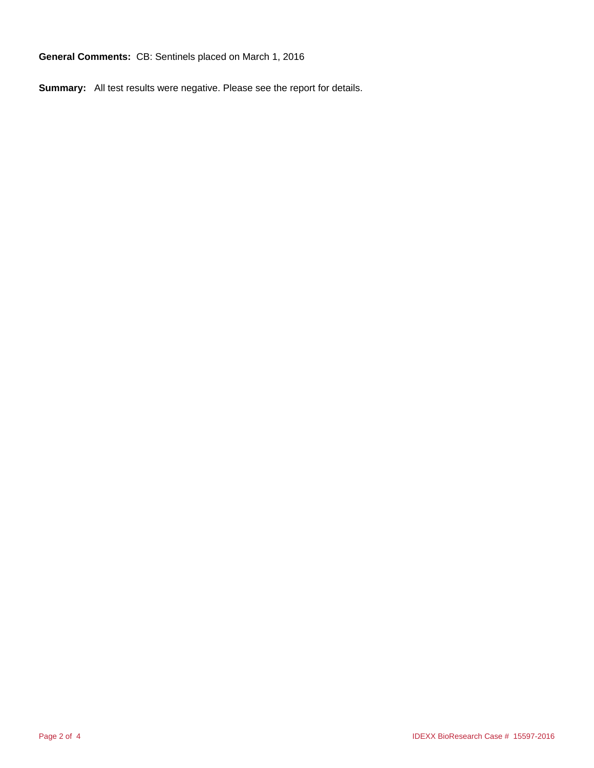**General Comments:** CB: Sentinels placed on March 1, 2016

**Summary:** All test results were negative. Please see the report for details.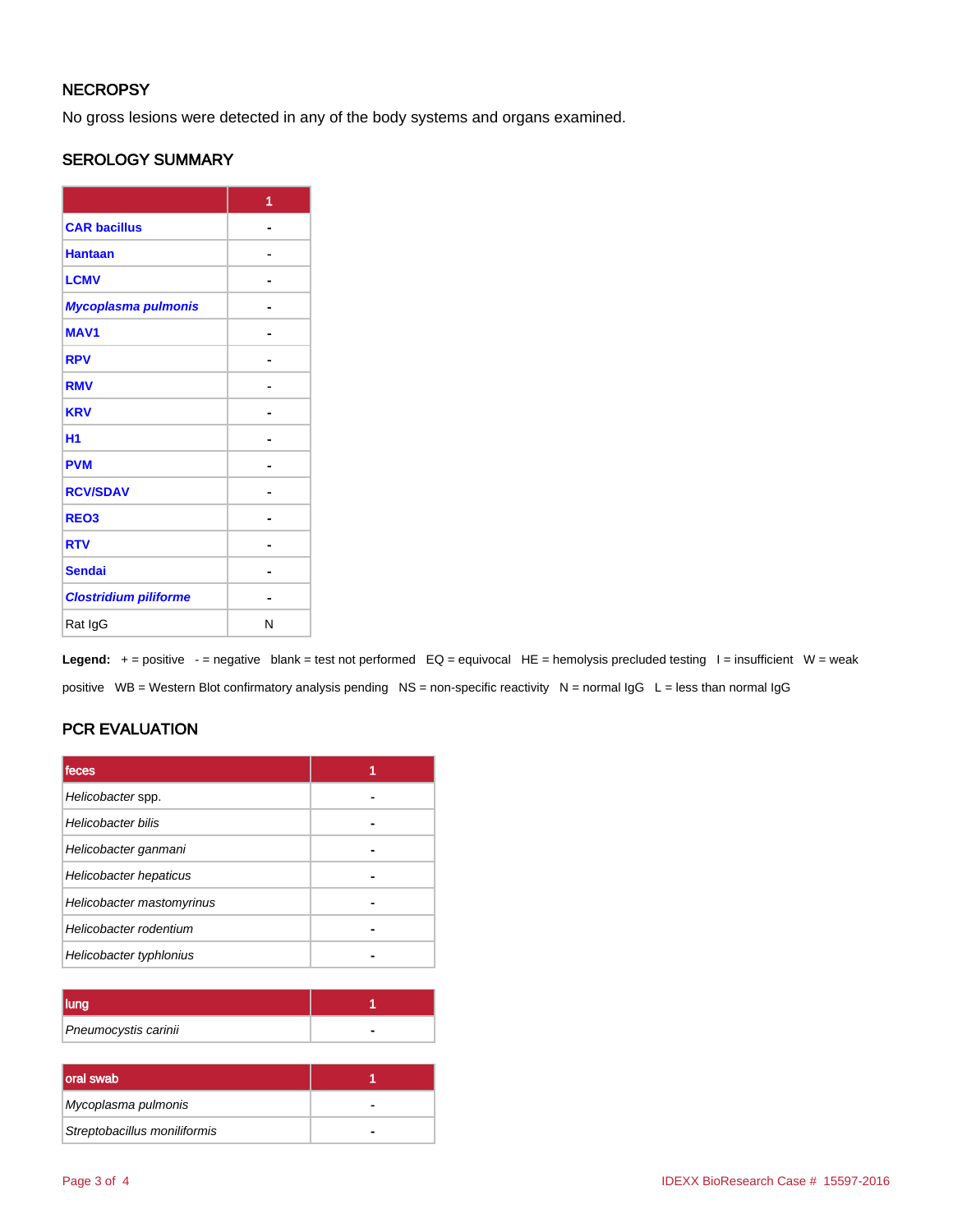## NECROPSY

No gross lesions were detected in any of the body systems and organs examined.

## SEROLOGY SUMMARY

| | 1 |
|---|---|
| **CAR bacillus** | - |
| **Hantaan** | - |
| **LCMV** | - |
| ***Mycoplasma pulmonis*** | - |
| **MAV1** | - |
| **RPV** | - |
| **RMV** | - |
| **KRV** | - |
| **H1** | - |
| **PVM** | - |
| **RCV/SDAV** | - |
| **REO3** | - |
| **RTV** | - |
| **Sendai** | - |
| ***Clostridium piliforme*** | - |
| Rat IgG | N |

**Legend:** + = positive - = negative blank = test not performed EQ = equivocal HE = hemolysis precluded testing I = insufficient W = weak positive WB = Western Blot confirmatory analysis pending NS = non-specific reactivity N = normal IgG L = less than normal IgG

## PCR EVALUATION

| feces | 1 |
|---|---|
| *Helicobacter* spp. | - |
| *Helicobacter bilis* | - |
| *Helicobacter ganmani* | - |
| *Helicobacter hepaticus* | - |
| *Helicobacter mastomyrinus* | - |
| *Helicobacter rodentium* | - |
| *Helicobacter typhlonius* | - |

| lung | 1 |
|---|---|
| *Pneumocystis carinii* | - |

| oral swab | 1 |
|---|---|
| *Mycoplasma pulmonis* | - |
| *Streptobacillus moniliformis* | - |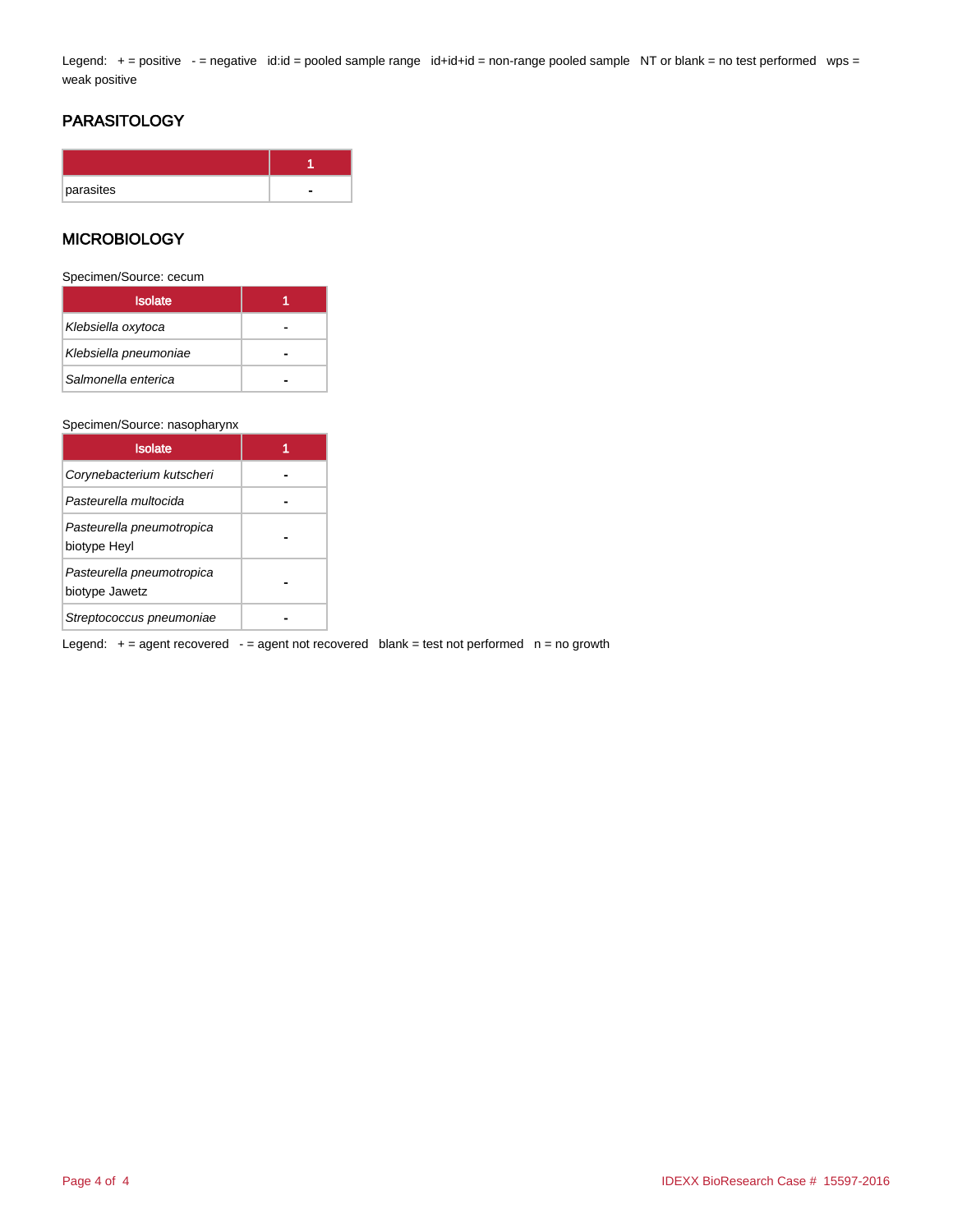Legend: + = positive - = negative id:id = pooled sample range id+id+id = non-range pooled sample NT or blank = no test performed wps = weak positive

## PARASITOLOGY

| | 1 |
|---|---|
| parasites | - |

## MICROBIOLOGY

Specimen/Source: cecum

| Isolate | 1 |
|---|---|
| *Klebsiella oxytoca* | - |
| *Klebsiella pneumoniae* | - |
| *Salmonella enterica* | - |

Specimen/Source: nasopharynx

| Isolate | 1 |
|---|---|
| *Corynebacterium kutscheri* | - |
| *Pasteurella multocida* | - |
| *Pasteurella pneumotropica* biotype Heyl | - |
| *Pasteurella pneumotropica* biotype Jawetz | - |
| *Streptococcus pneumoniae* | - |

Legend: + = agent recovered - = agent not recovered blank = test not performed n = no growth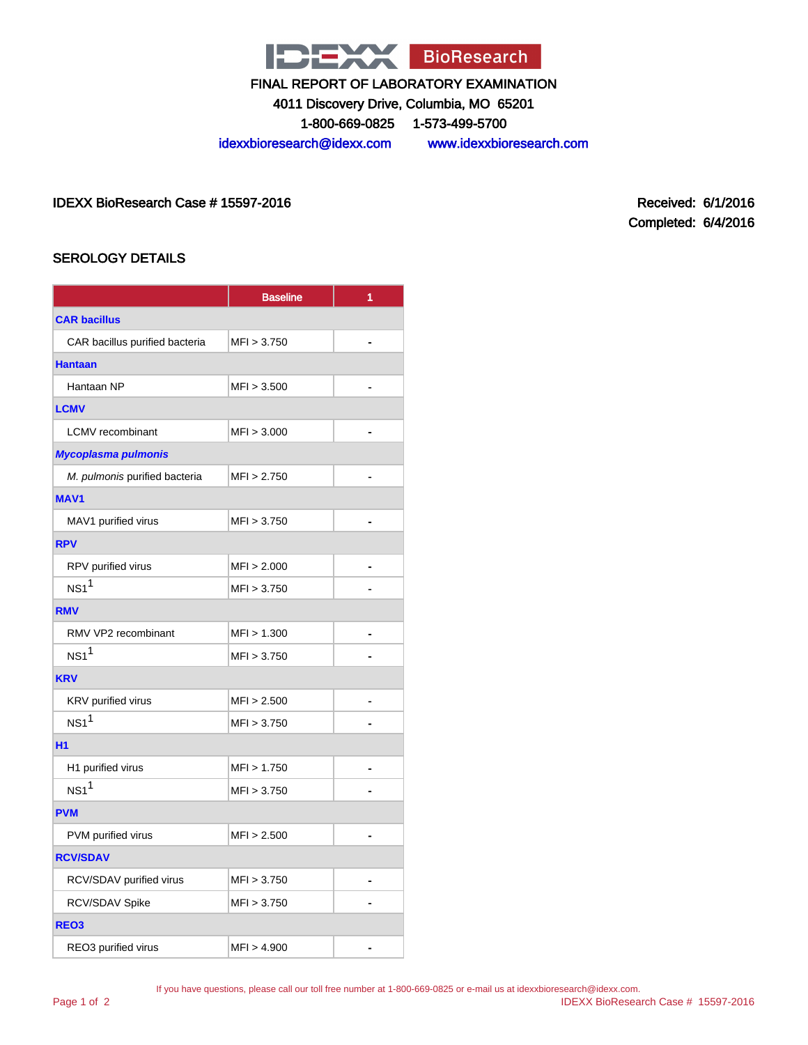IDEXX BioResearch

FINAL REPORT OF LABORATORY EXAMINATION

4011 Discovery Drive, Columbia, MO 65201

1-800-669-0825 1-573-499-5700

idexxbioresearch@idexx.com www.idexxbioresearch.com

IDEXX BioResearch Case # 15597-2016

Received: 6/1/2016

Completed: 6/4/2016

## SEROLOGY DETAILS

| | Baseline | 1 |
|---|---|---|
| **CAR bacillus** | | |
| CAR bacillus purified bacteria | MFI > 3.750 | - |
| **Hantaan** | | |
| Hantaan NP | MFI > 3.500 | - |
| **LCMV** | | |
| LCMV recombinant | MFI > 3.000 | - |
| ***Mycoplasma pulmonis*** | | |
| *M. pulmonis* purified bacteria | MFI > 2.750 | - |
| **MAV1** | | |
| MAV1 purified virus | MFI > 3.750 | - |
| **RPV** | | |
| RPV purified virus | MFI > 2.000 | - |
| NS1[1] | MFI > 3.750 | - |
| **RMV** | | |
| RMV VP2 recombinant | MFI > 1.300 | - |
| NS1[1] | MFI > 3.750 | - |
| **KRV** | | |
| KRV purified virus | MFI > 2.500 | - |
| NS1[1] | MFI > 3.750 | - |
| **H1** | | |
| H1 purified virus | MFI > 1.750 | - |
| NS1[1] | MFI > 3.750 | - |
| **PVM** | | |
| PVM purified virus | MFI > 2.500 | - |
| **RCV/SDAV** | | |
| RCV/SDAV purified virus | MFI > 3.750 | - |
| RCV/SDAV Spike | MFI > 3.750 | - |
| **REO3** | | |
| REO3 purified virus | MFI > 4.900 | - |

If you have questions, please call our toll free number at 1-800-669-0825 or e-mail us at idexxbioresearch@idexx.com.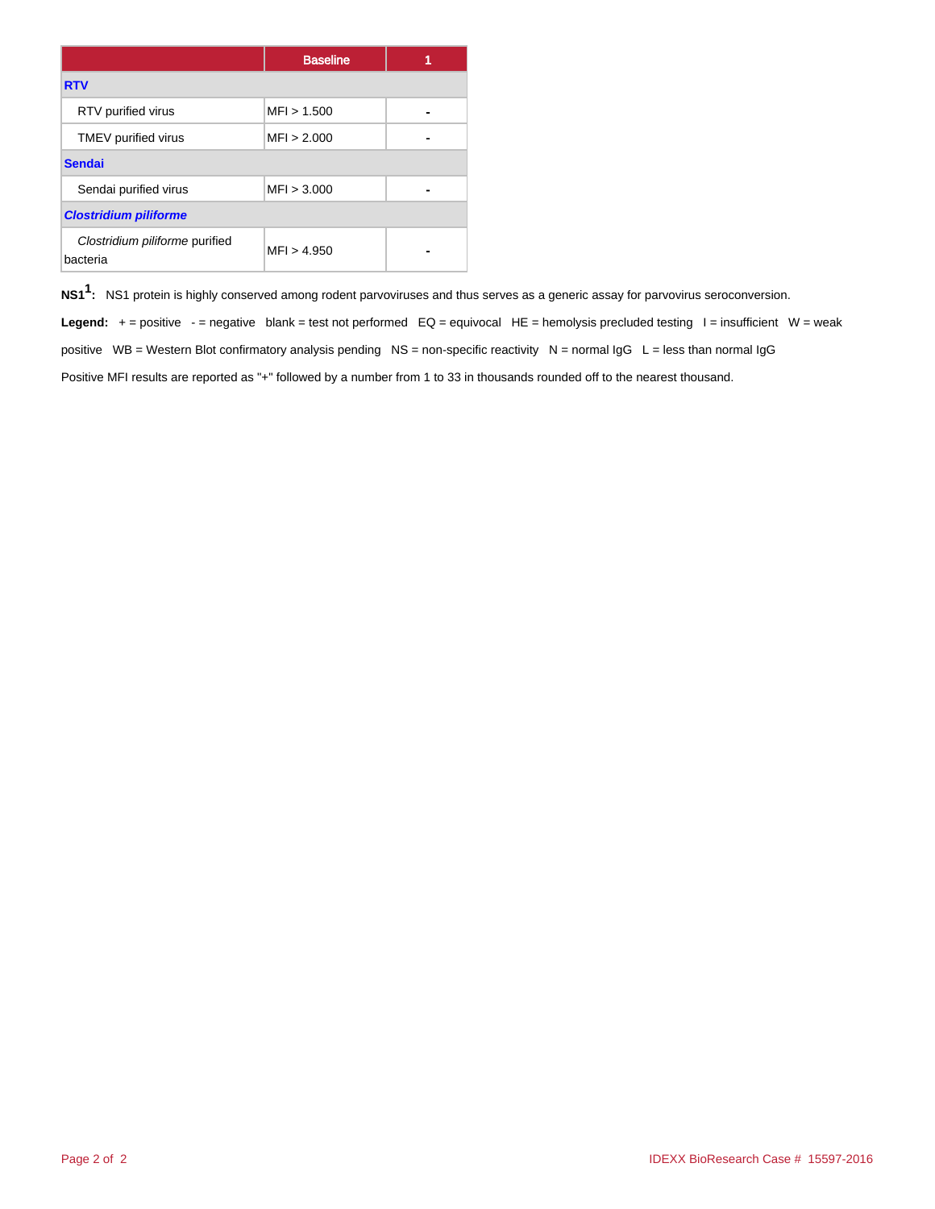| | Baseline | 1 |
|---|---|---|
| **RTV** | | |
| RTV purified virus | MFI > 1.500 | - |
| TMEV purified virus | MFI > 2.000 | - |
| **Sendai** | | |
| Sendai purified virus | MFI > 3.000 | - |
| ***Clostridium piliforme*** | | |
| *Clostridium piliforme* purified bacteria | MFI > 4.950 | - |

**NS1[1]:** NS1 protein is highly conserved among rodent parvoviruses and thus serves as a generic assay for parvovirus seroconversion.

**Legend:** + = positive - = negative blank = test not performed EQ = equivocal HE = hemolysis precluded testing I = insufficient W = weak positive WB = Western Blot confirmatory analysis pending NS = non-specific reactivity N = normal IgG L = less than normal IgG

Positive MFI results are reported as "+" followed by a number from 1 to 33 in thousands rounded off to the nearest thousand.

IDEXX BioResearch Case # 15597-2016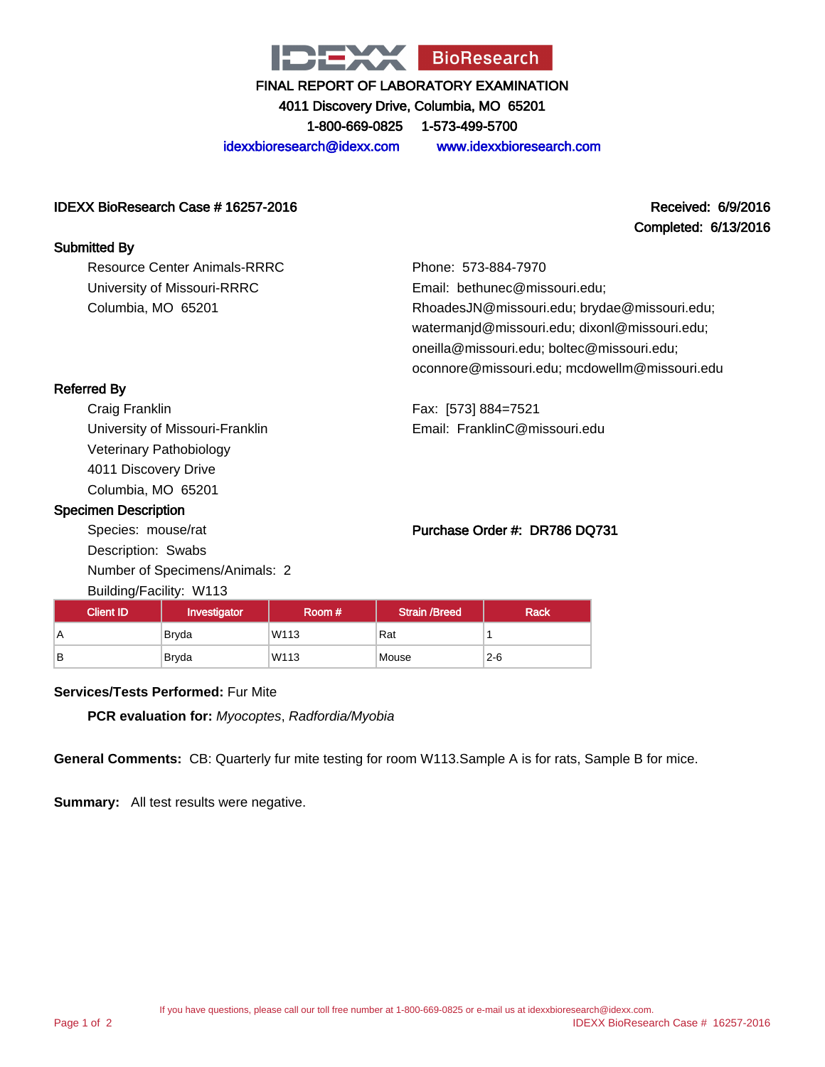# IDEXX BioResearch

FINAL REPORT OF LABORATORY EXAMINATION

4011 Discovery Drive, Columbia, MO 65201

1-800-669-0825 1-573-499-5700

idexxbioresearch@idexx.com www.idexxbioresearch.com

**IDEXX BioResearch Case # 16257-2016**

**Received: 6/9/2016**
**Completed: 6/13/2016**

**Submitted By**

Resource Center Animals-RRRC
University of Missouri-RRRC
Columbia, MO 65201

Phone: 573-884-7970
Email: bethunec@missouri.edu; RhoadesJN@missouri.edu; brydae@missouri.edu; watermanjd@missouri.edu; dixonl@missouri.edu; oneilla@missouri.edu; boltec@missouri.edu; oconnore@missouri.edu; mcdowellm@missouri.edu

**Referred By**

Craig Franklin
University of Missouri-Franklin
Veterinary Pathobiology
4011 Discovery Drive
Columbia, MO 65201

Fax: [573] 884=7521
Email: FranklinC@missouri.edu

**Specimen Description**

Species: mouse/rat
Description: Swabs
Number of Specimens/Animals: 2
Building/Facility: W113

**Purchase Order #: DR786 DQ731**

| Client ID | Investigator | Room # | Strain /Breed | Rack |
|---|---|---|---|---|
| A | Bryda | W113 | Rat | 1 |
| B | Bryda | W113 | Mouse | 2-6 |

**Services/Tests Performed:** Fur Mite

**PCR evaluation for:** *Myocoptes*, *Radfordia/Myobia*

**General Comments:** CB: Quarterly fur mite testing for room W113.Sample A is for rats, Sample B for mice.

**Summary:** All test results were negative.

If you have questions, please call our toll free number at 1-800-669-0825 or e-mail us at idexxbioresearch@idexx.com.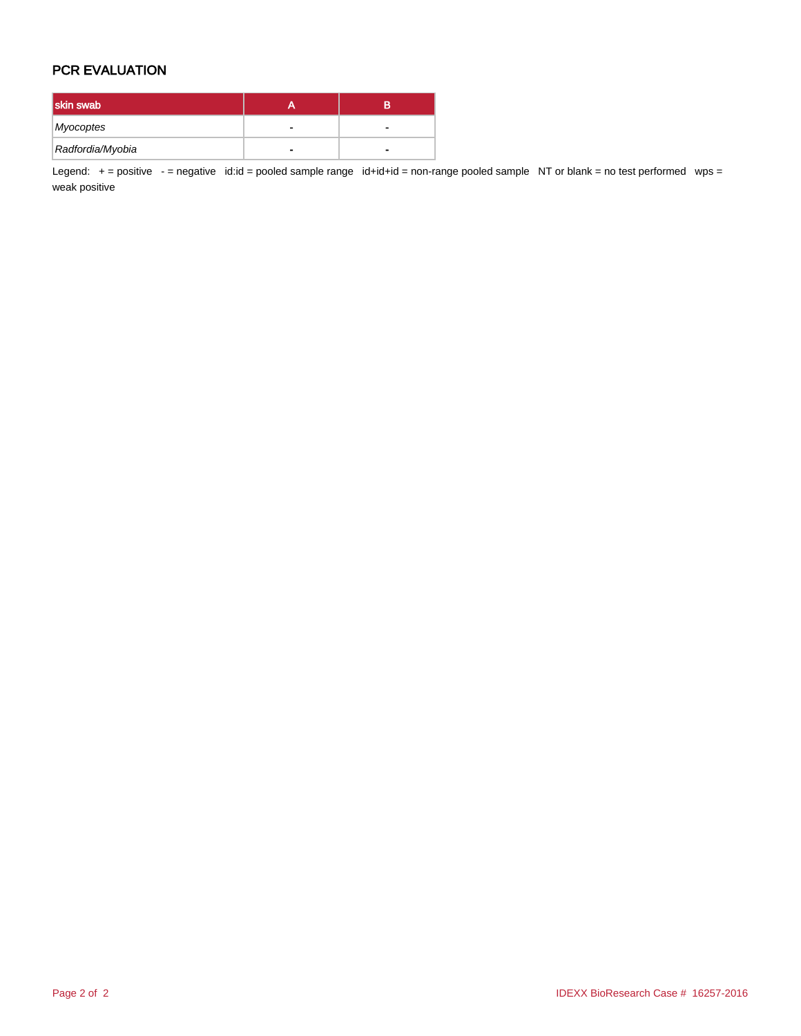## PCR EVALUATION

| skin swab | A | B |
|---|---|---|
| *Myocoptes* | - | - |
| *Radfordia/Myobia* | - | - |

Legend: + = positive - = negative id:id = pooled sample range id+id+id = non-range pooled sample NT or blank = no test performed wps = weak positive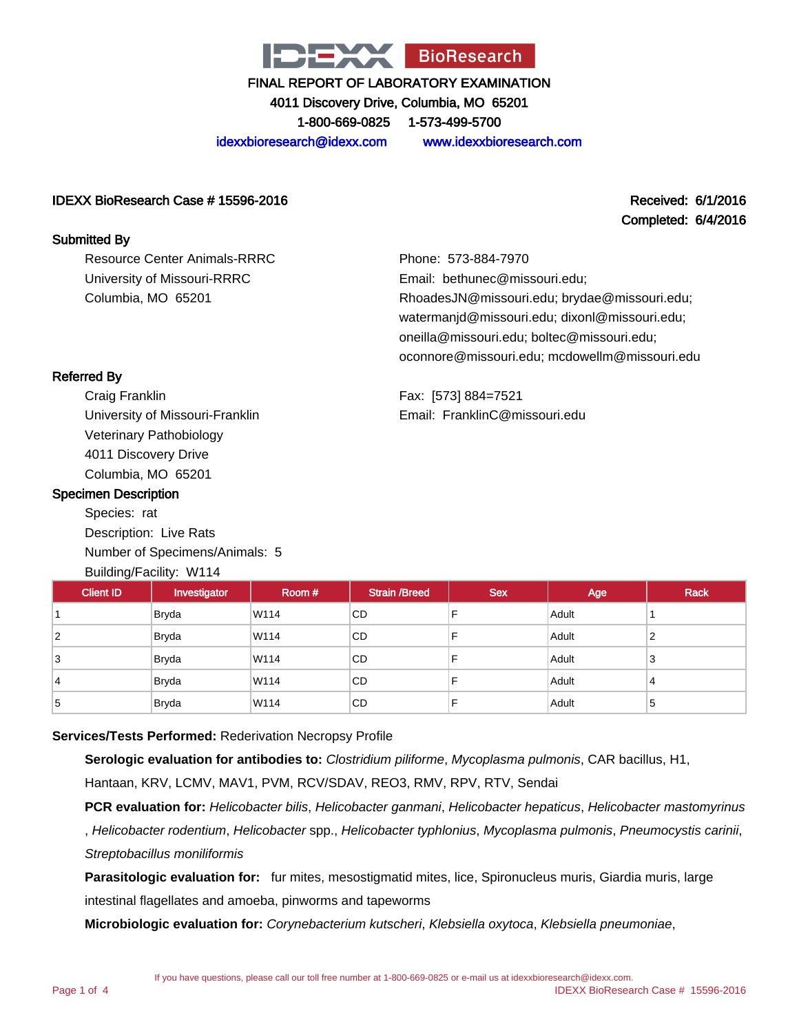IDEXX BioResearch

FINAL REPORT OF LABORATORY EXAMINATION

4011 Discovery Drive, Columbia, MO 65201

1-800-669-0825 1-573-499-5700

idexxbioresearch@idexx.com www.idexxbioresearch.com

**IDEXX BioResearch Case # 15596-2016**

**Received: 6/1/2016**
**Completed: 6/4/2016**

**Submitted By**

Resource Center Animals-RRRC
University of Missouri-RRRC
Columbia, MO 65201

Phone: 573-884-7970
Email: bethunec@missouri.edu; RhoadesJN@missouri.edu; brydae@missouri.edu; watermanjd@missouri.edu; dixonl@missouri.edu; oneilla@missouri.edu; boltec@missouri.edu; oconnore@missouri.edu; mcdowellm@missouri.edu

**Referred By**

Craig Franklin
University of Missouri-Franklin
Veterinary Pathobiology
4011 Discovery Drive
Columbia, MO 65201

Fax: [573] 884=7521
Email: FranklinC@missouri.edu

**Specimen Description**

Species: rat
Description: Live Rats
Number of Specimens/Animals: 5
Building/Facility: W114

| Client ID | Investigator | Room # | Strain /Breed | Sex | Age | Rack |
|---|---|---|---|---|---|---|
| 1 | Bryda | W114 | CD | F | Adult | 1 |
| 2 | Bryda | W114 | CD | F | Adult | 2 |
| 3 | Bryda | W114 | CD | F | Adult | 3 |
| 4 | Bryda | W114 | CD | F | Adult | 4 |
| 5 | Bryda | W114 | CD | F | Adult | 5 |

**Services/Tests Performed:** Rederivation Necropsy Profile

**Serologic evaluation for antibodies to:** *Clostridium piliforme*, *Mycoplasma pulmonis*, CAR bacillus, H1, Hantaan, KRV, LCMV, MAV1, PVM, RCV/SDAV, REO3, RMV, RPV, RTV, Sendai

**PCR evaluation for:** *Helicobacter bilis*, *Helicobacter ganmani*, *Helicobacter hepaticus*, *Helicobacter mastomyrinus*, *Helicobacter rodentium*, *Helicobacter* spp., *Helicobacter typhlonius*, *Mycoplasma pulmonis*, *Pneumocystis carinii*, *Streptobacillus moniliformis*

**Parasitologic evaluation for:** fur mites, mesostigmatid mites, lice, Spironucleus muris, Giardia muris, large intestinal flagellates and amoeba, pinworms and tapeworms

**Microbiologic evaluation for:** *Corynebacterium kutscheri*, *Klebsiella oxytoca*, *Klebsiella pneumoniae*,

If you have questions, please call our toll free number at 1-800-669-0825 or e-mail us at idexxbioresearch@idexx.com.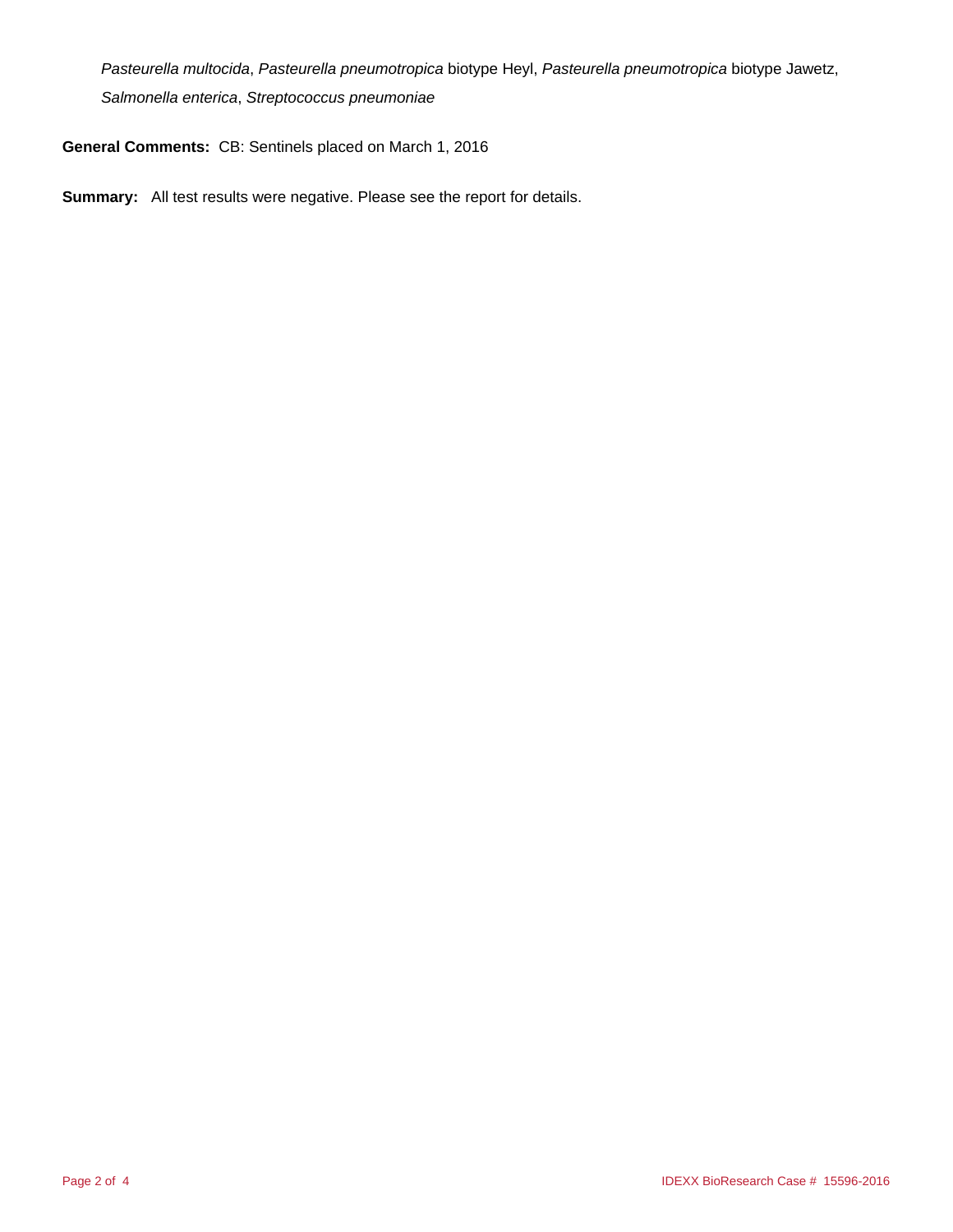*Pasteurella multocida*, *Pasteurella pneumotropica* biotype Heyl, *Pasteurella pneumotropica* biotype Jawetz, *Salmonella enterica*, *Streptococcus pneumoniae*

**General Comments:** CB: Sentinels placed on March 1, 2016

**Summary:** All test results were negative. Please see the report for details.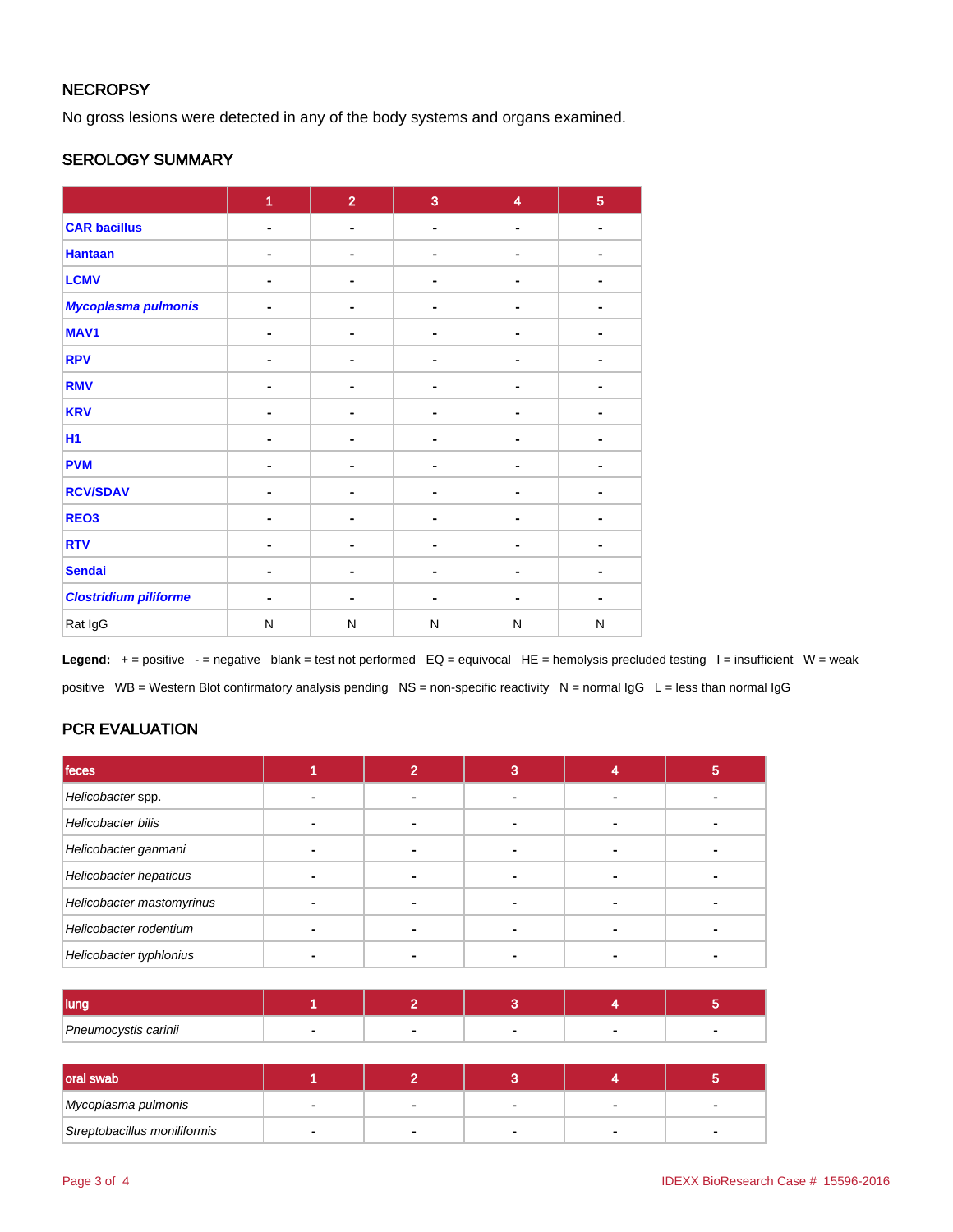## NECROPSY

No gross lesions were detected in any of the body systems and organs examined.

## SEROLOGY SUMMARY

| | 1 | 2 | 3 | 4 | 5 |
|---|---|---|---|---|---|
| **CAR bacillus** | - | - | - | - | - |
| **Hantaan** | - | - | - | - | - |
| **LCMV** | - | - | - | - | - |
| ***Mycoplasma pulmonis*** | - | - | - | - | - |
| **MAV1** | - | - | - | - | - |
| **RPV** | - | - | - | - | - |
| **RMV** | - | - | - | - | - |
| **KRV** | - | - | - | - | - |
| **H1** | - | - | - | - | - |
| **PVM** | - | - | - | - | - |
| **RCV/SDAV** | - | - | - | - | - |
| **REO3** | - | - | - | - | - |
| **RTV** | - | - | - | - | - |
| **Sendai** | - | - | - | - | - |
| ***Clostridium piliforme*** | - | - | - | - | - |
| Rat IgG | N | N | N | N | N |

**Legend:** + = positive - = negative blank = test not performed EQ = equivocal HE = hemolysis precluded testing I = insufficient W = weak positive WB = Western Blot confirmatory analysis pending NS = non-specific reactivity N = normal IgG L = less than normal IgG

## PCR EVALUATION

| feces | 1 | 2 | 3 | 4 | 5 |
|---|---|---|---|---|---|
| *Helicobacter* spp. | - | - | - | - | - |
| *Helicobacter bilis* | - | - | - | - | - |
| *Helicobacter ganmani* | - | - | - | - | - |
| *Helicobacter hepaticus* | - | - | - | - | - |
| *Helicobacter mastomyrinus* | - | - | - | - | - |
| *Helicobacter rodentium* | - | - | - | - | - |
| *Helicobacter typhlonius* | - | - | - | - | - |

| lung | 1 | 2 | 3 | 4 | 5 |
|---|---|---|---|---|---|
| *Pneumocystis carinii* | - | - | - | - | - |

| oral swab | 1 | 2 | 3 | 4 | 5 |
|---|---|---|---|---|---|
| *Mycoplasma pulmonis* | - | - | - | - | - |
| *Streptobacillus moniliformis* | - | - | - | - | - |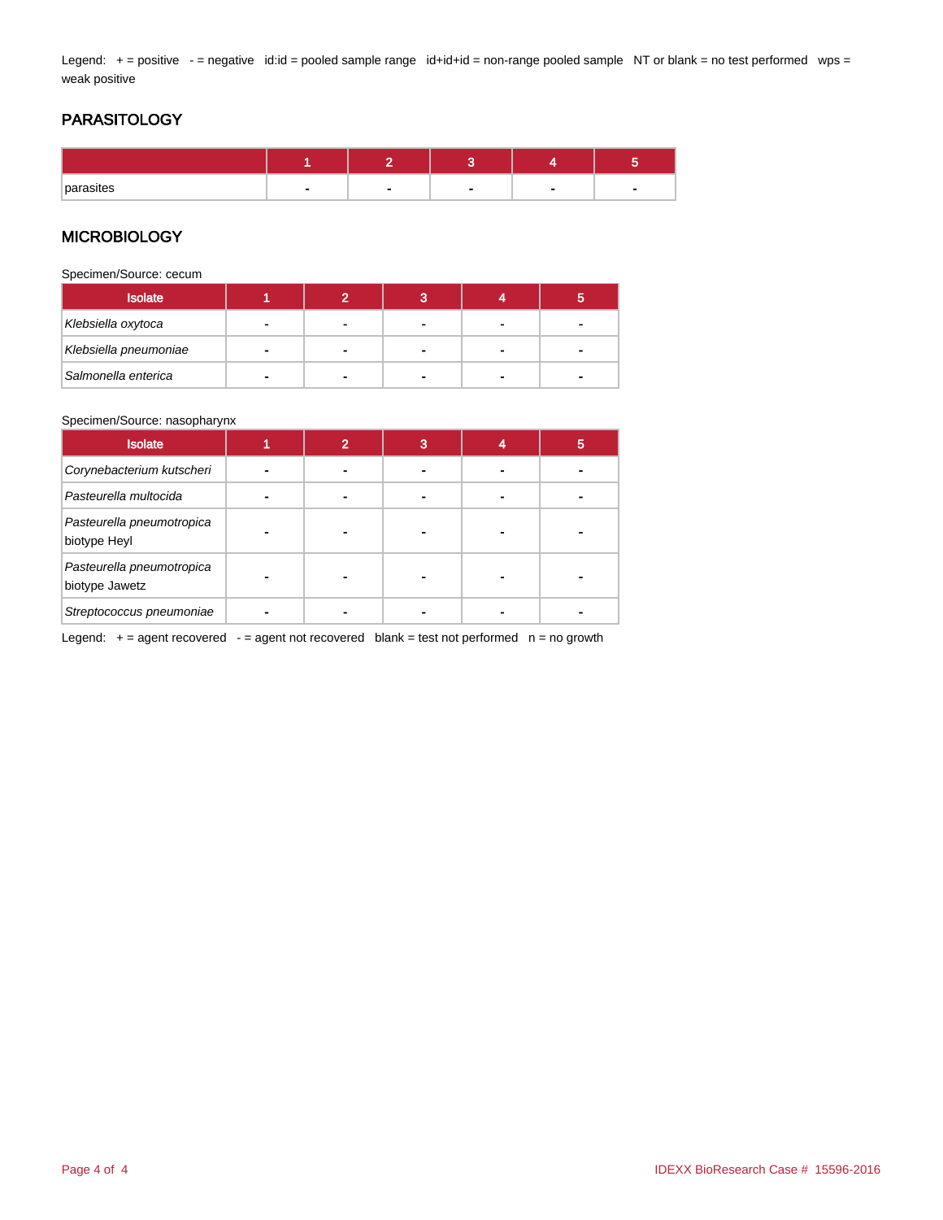Legend: + = positive - = negative id:id = pooled sample range id+id+id = non-range pooled sample NT or blank = no test performed wps = weak positive

## PARASITOLOGY

| | 1 | 2 | 3 | 4 | 5 |
|---|---|---|---|---|---|
| parasites | - | - | - | - | - |

## MICROBIOLOGY

Specimen/Source: cecum

| Isolate | 1 | 2 | 3 | 4 | 5 |
|---|---|---|---|---|---|
| *Klebsiella oxytoca* | - | - | - | - | - |
| *Klebsiella pneumoniae* | - | - | - | - | - |
| *Salmonella enterica* | - | - | - | - | - |

Specimen/Source: nasopharynx

| Isolate | 1 | 2 | 3 | 4 | 5 |
|---|---|---|---|---|---|
| *Corynebacterium kutscheri* | - | - | - | - | - |
| *Pasteurella multocida* | - | - | - | - | - |
| *Pasteurella pneumotropica* biotype Heyl | - | - | - | - | - |
| *Pasteurella pneumotropica* biotype Jawetz | - | - | - | - | - |
| *Streptococcus pneumoniae* | - | - | - | - | - |

Legend: + = agent recovered - = agent not recovered blank = test not performed n = no growth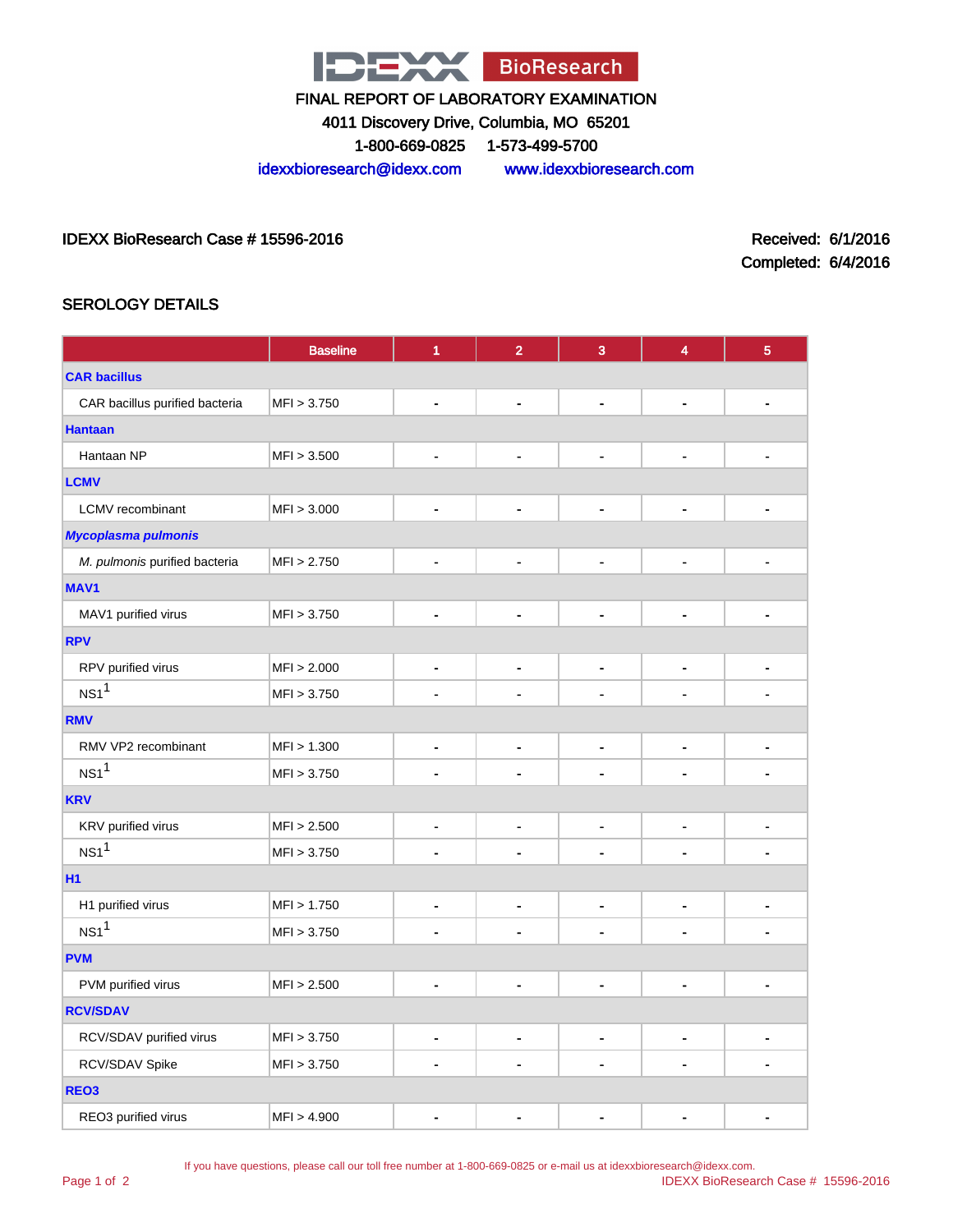# FINAL REPORT OF LABORATORY EXAMINATION

4011 Discovery Drive, Columbia, MO 65201

1-800-669-0825 1-573-499-5700

idexxbioresearch@idexx.com www.idexxbioresearch.com

IDEXX BioResearch Case # 15596-2016

Received: 6/1/2016

Completed: 6/4/2016

## SEROLOGY DETAILS

| | Baseline | 1 | 2 | 3 | 4 | 5 |
|---|---|---|---|---|---|---|
| **CAR bacillus** | | | | | | |
| CAR bacillus purified bacteria | MFI > 3.750 | - | - | - | - | - |
| **Hantaan** | | | | | | |
| Hantaan NP | MFI > 3.500 | - | - | - | - | - |
| **LCMV** | | | | | | |
| LCMV recombinant | MFI > 3.000 | - | - | - | - | - |
| ***Mycoplasma pulmonis*** | | | | | | |
| *M. pulmonis* purified bacteria | MFI > 2.750 | - | - | - | - | - |
| **MAV1** | | | | | | |
| MAV1 purified virus | MFI > 3.750 | - | - | - | - | - |
| **RPV** | | | | | | |
| RPV purified virus | MFI > 2.000 | - | - | - | - | - |
| NS1[1] | MFI > 3.750 | - | - | - | - | - |
| **RMV** | | | | | | |
| RMV VP2 recombinant | MFI > 1.300 | - | - | - | - | - |
| NS1[1] | MFI > 3.750 | - | - | - | - | - |
| **KRV** | | | | | | |
| KRV purified virus | MFI > 2.500 | - | - | - | - | - |
| NS1[1] | MFI > 3.750 | - | - | - | - | - |
| **H1** | | | | | | |
| H1 purified virus | MFI > 1.750 | - | - | - | - | - |
| NS1[1] | MFI > 3.750 | - | - | - | - | - |
| **PVM** | | | | | | |
| PVM purified virus | MFI > 2.500 | - | - | - | - | - |
| **RCV/SDAV** | | | | | | |
| RCV/SDAV purified virus | MFI > 3.750 | - | - | - | - | - |
| RCV/SDAV Spike | MFI > 3.750 | - | - | - | - | - |
| **REO3** | | | | | | |
| REO3 purified virus | MFI > 4.900 | - | - | - | - | - |

If you have questions, please call our toll free number at 1-800-669-0825 or e-mail us at idexxbioresearch@idexx.com.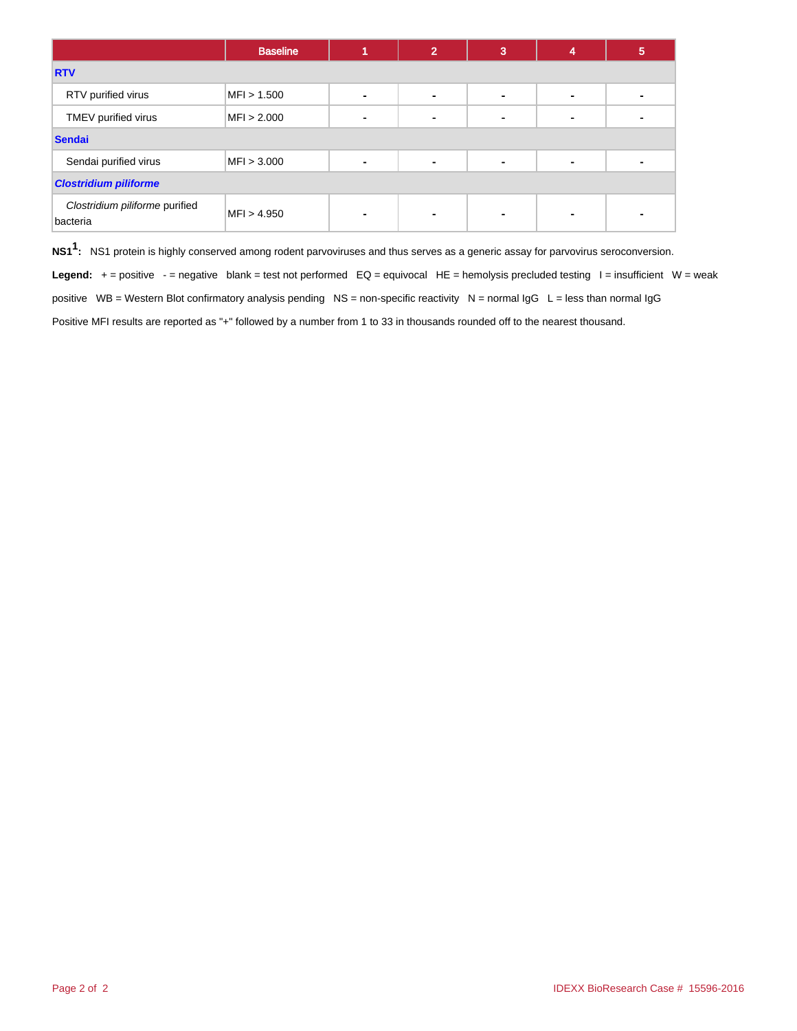| | Baseline | 1 | 2 | 3 | 4 | 5 |
|---|---|---|---|---|---|---|
| **RTV** | | | | | | |
| RTV purified virus | MFI > 1.500 | - | - | - | - | - |
| TMEV purified virus | MFI > 2.000 | - | - | - | - | - |
| **Sendai** | | | | | | |
| Sendai purified virus | MFI > 3.000 | - | - | - | - | - |
| ***Clostridium piliforme*** | | | | | | |
| *Clostridium piliforme* purified bacteria | MFI > 4.950 | - | - | - | - | - |

**NS1[1]:** NS1 protein is highly conserved among rodent parvoviruses and thus serves as a generic assay for parvovirus seroconversion.

**Legend:** + = positive - = negative blank = test not performed EQ = equivocal HE = hemolysis precluded testing I = insufficient W = weak positive WB = Western Blot confirmatory analysis pending NS = non-specific reactivity N = normal IgG L = less than normal IgG

Positive MFI results are reported as "+" followed by a number from 1 to 33 in thousands rounded off to the nearest thousand.

IDEXX BioResearch Case # 15596-2016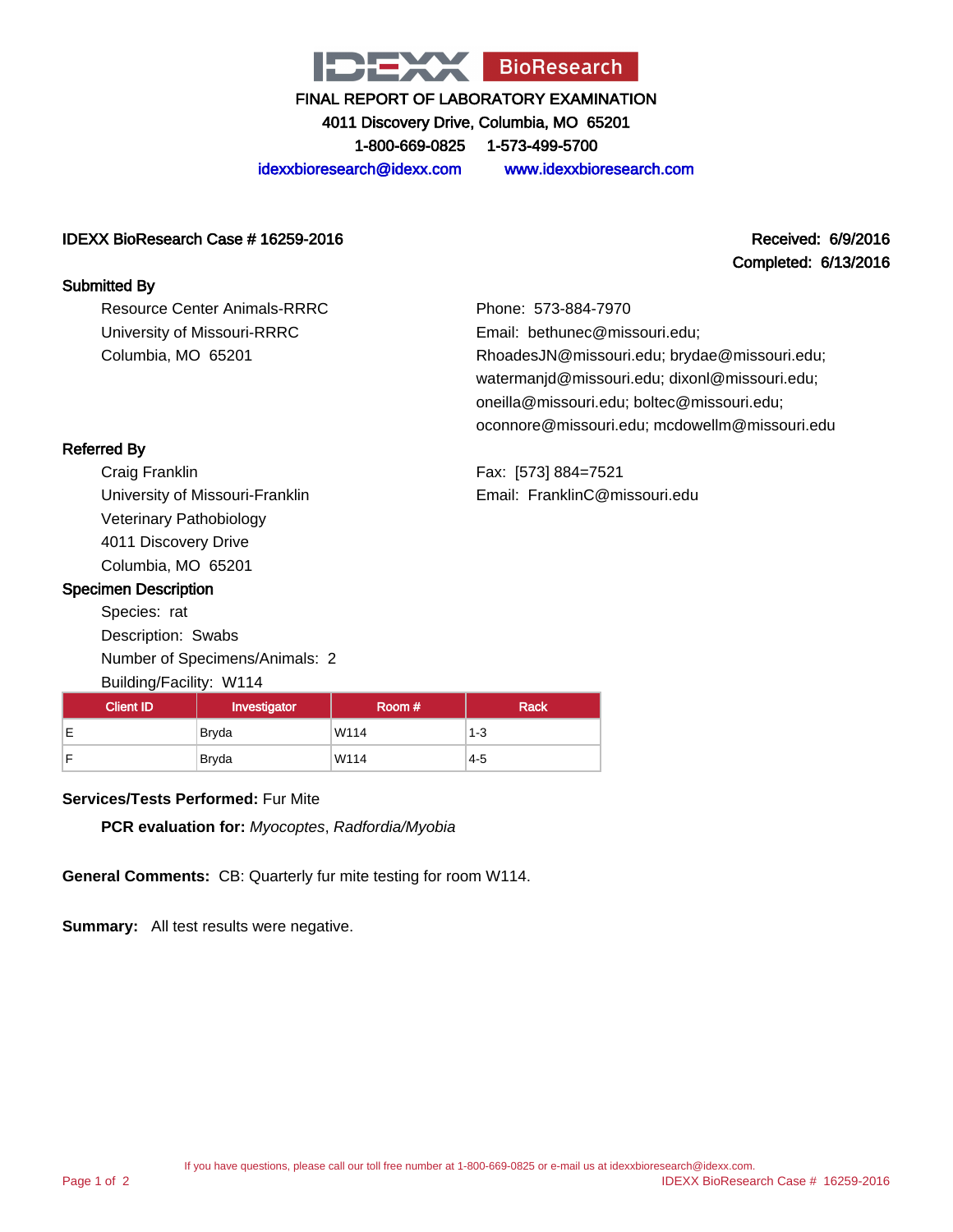# IDEXX BioResearch

FINAL REPORT OF LABORATORY EXAMINATION

4011 Discovery Drive, Columbia, MO 65201

1-800-669-0825 1-573-499-5700

idexxbioresearch@idexx.com www.idexxbioresearch.com

**IDEXX BioResearch Case # 16259-2016**

**Received: 6/9/2016**
**Completed: 6/13/2016**

**Submitted By**

Resource Center Animals-RRRC
University of Missouri-RRRC
Columbia, MO 65201

Phone: 573-884-7970
Email: bethunec@missouri.edu; RhoadesJN@missouri.edu; brydae@missouri.edu; watermanjd@missouri.edu; dixonl@missouri.edu; oneilla@missouri.edu; boltec@missouri.edu; oconnore@missouri.edu; mcdowellm@missouri.edu

**Referred By**

Craig Franklin
University of Missouri-Franklin
Veterinary Pathobiology
4011 Discovery Drive
Columbia, MO 65201

Fax: [573] 884=7521
Email: FranklinC@missouri.edu

**Specimen Description**

Species: rat
Description: Swabs
Number of Specimens/Animals: 2
Building/Facility: W114

| Client ID | Investigator | Room # | Rack |
|---|---|---|---|
| E | Bryda | W114 | 1-3 |
| F | Bryda | W114 | 4-5 |

**Services/Tests Performed:** Fur Mite

**PCR evaluation for:** *Myocoptes*, *Radfordia/Myobia*

**General Comments:** CB: Quarterly fur mite testing for room W114.

**Summary:** All test results were negative.

If you have questions, please call our toll free number at 1-800-669-0825 or e-mail us at idexxbioresearch@idexx.com.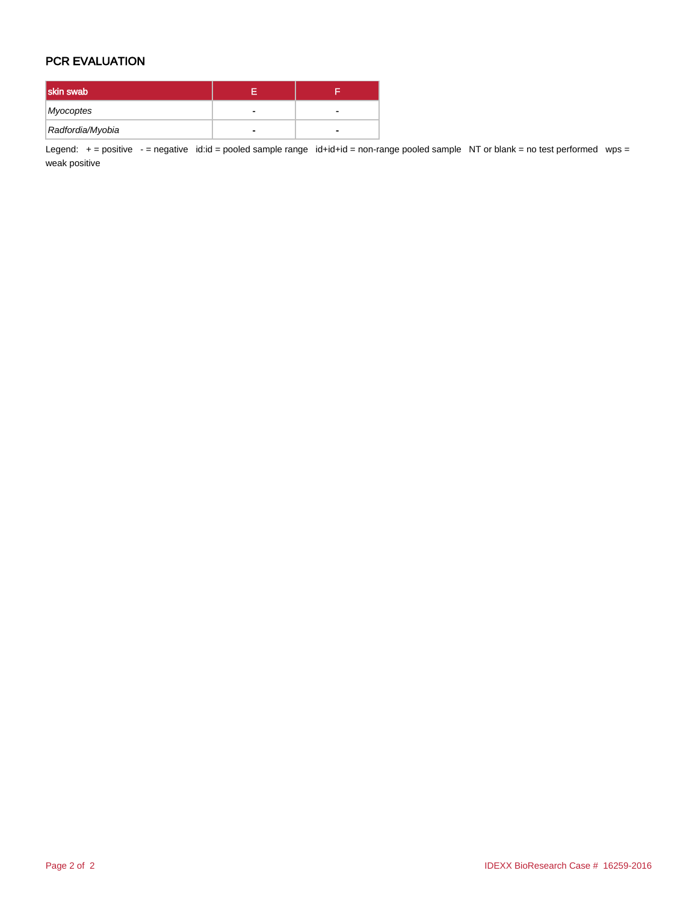## PCR EVALUATION

| skin swab | E | F |
|---|---|---|
| *Myocoptes* | - | - |
| *Radfordia/Myobia* | - | - |

Legend: + = positive - = negative id:id = pooled sample range id+id+id = non-range pooled sample NT or blank = no test performed wps = weak positive